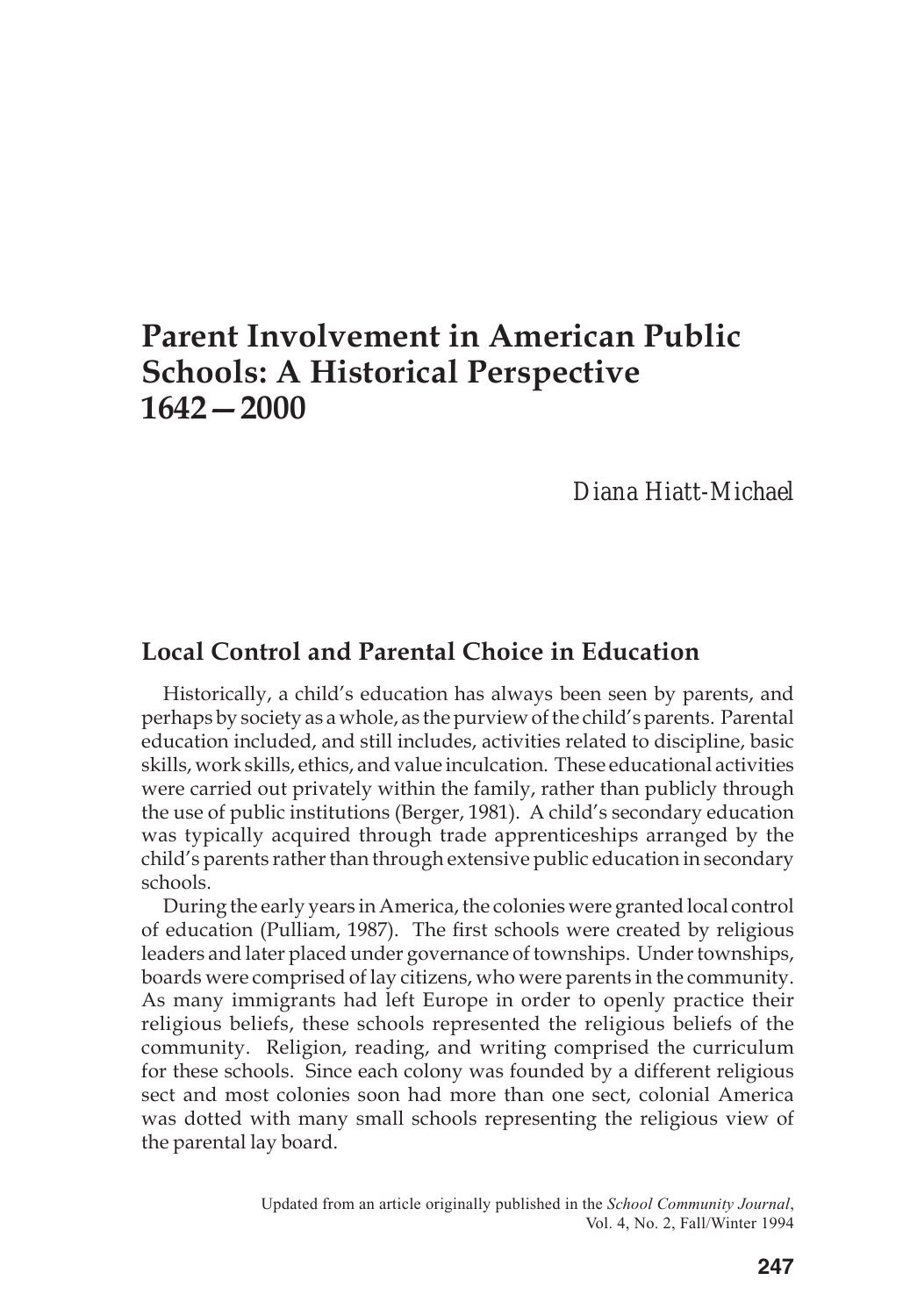# Parent Involvement in American Public Schools: A Historical Perspective 1642—2000

*Diana Hiatt-Michael*

## Local Control and Parental Choice in Education

Historically, a child's education has always been seen by parents, and perhaps by society as a whole, as the purview of the child's parents. Parental education included, and still includes, activities related to discipline, basic skills, work skills, ethics, and value inculcation. These educational activities were carried out privately within the family, rather than publicly through the use of public institutions (Berger, 1981). A child's secondary education was typically acquired through trade apprenticeships arranged by the child's parents rather than through extensive public education in secondary schools.

During the early years in America, the colonies were granted local control of education (Pulliam, 1987). The first schools were created by religious leaders and later placed under governance of townships. Under townships, boards were comprised of lay citizens, who were parents in the community. As many immigrants had left Europe in order to openly practice their religious beliefs, these schools represented the religious beliefs of the community. Religion, reading, and writing comprised the curriculum for these schools. Since each colony was founded by a different religious sect and most colonies soon had more than one sect, colonial America was dotted with many small schools representing the religious view of the parental lay board.

Updated from an article originally published in the *School Community Journal*, Vol. 4, No. 2, Fall/Winter 1994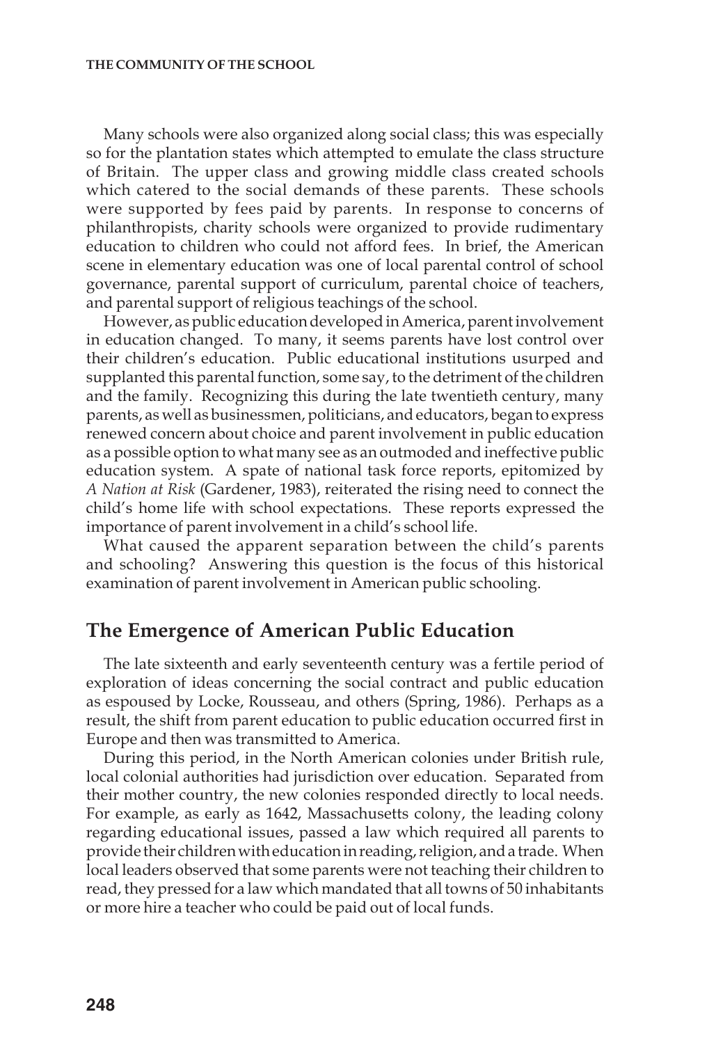Many schools were also organized along social class; this was especially so for the plantation states which attempted to emulate the class structure of Britain. The upper class and growing middle class created schools which catered to the social demands of these parents. These schools were supported by fees paid by parents. In response to concerns of philanthropists, charity schools were organized to provide rudimentary education to children who could not afford fees. In brief, the American scene in elementary education was one of local parental control of school governance, parental support of curriculum, parental choice of teachers, and parental support of religious teachings of the school.

However, as public education developed in America, parent involvement in education changed. To many, it seems parents have lost control over their children's education. Public educational institutions usurped and supplanted this parental function, some say, to the detriment of the children and the family. Recognizing this during the late twentieth century, many parents, as well as businessmen, politicians, and educators, began to express renewed concern about choice and parent involvement in public education as a possible option to what many see as an outmoded and ineffective public education system. A spate of national task force reports, epitomized by *A Nation at Risk* (Gardener, 1983), reiterated the rising need to connect the child's home life with school expectations. These reports expressed the importance of parent involvement in a child's school life.

What caused the apparent separation between the child's parents and schooling? Answering this question is the focus of this historical examination of parent involvement in American public schooling.

## The Emergence of American Public Education

The late sixteenth and early seventeenth century was a fertile period of exploration of ideas concerning the social contract and public education as espoused by Locke, Rousseau, and others (Spring, 1986). Perhaps as a result, the shift from parent education to public education occurred first in Europe and then was transmitted to America.

During this period, in the North American colonies under British rule, local colonial authorities had jurisdiction over education. Separated from their mother country, the new colonies responded directly to local needs. For example, as early as 1642, Massachusetts colony, the leading colony regarding educational issues, passed a law which required all parents to provide their children with education in reading, religion, and a trade. When local leaders observed that some parents were not teaching their children to read, they pressed for a law which mandated that all towns of 50 inhabitants or more hire a teacher who could be paid out of local funds.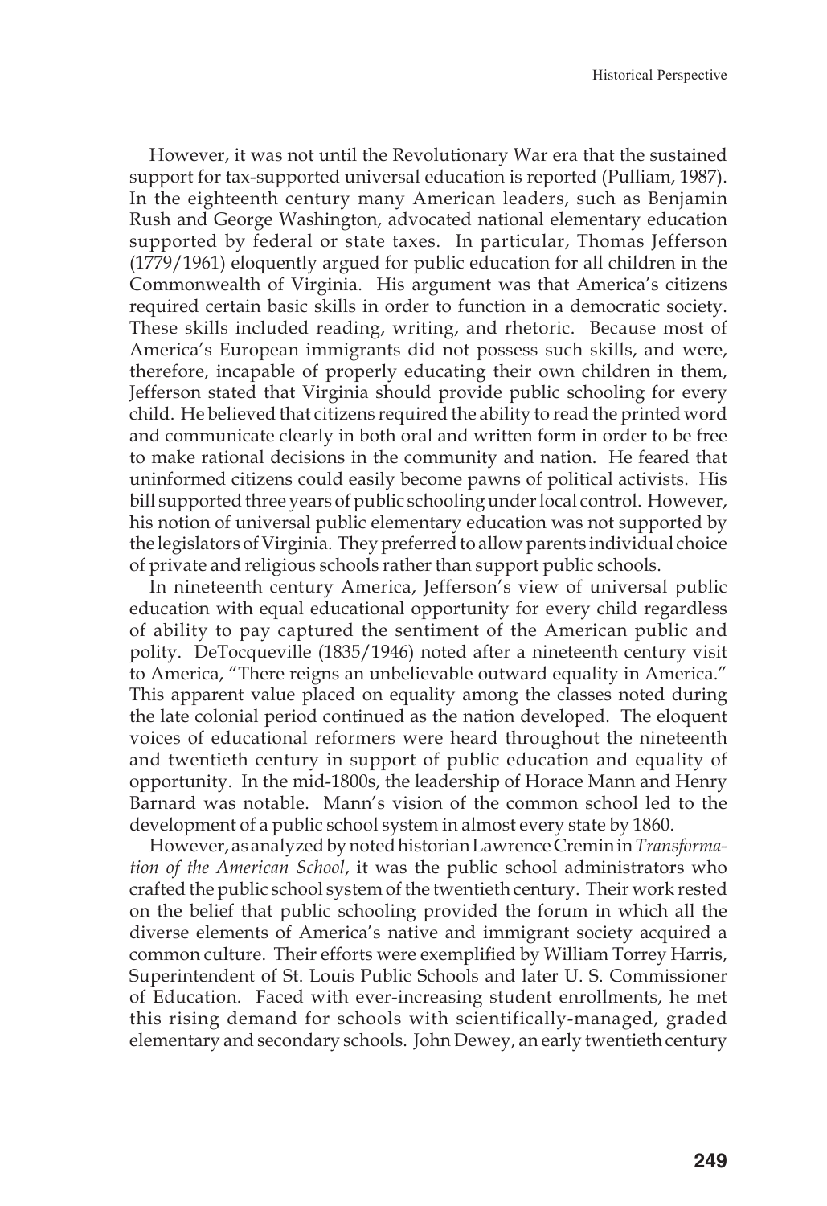However, it was not until the Revolutionary War era that the sustained support for tax-supported universal education is reported (Pulliam, 1987). In the eighteenth century many American leaders, such as Benjamin Rush and George Washington, advocated national elementary education supported by federal or state taxes. In particular, Thomas Jefferson (1779/1961) eloquently argued for public education for all children in the Commonwealth of Virginia. His argument was that America's citizens required certain basic skills in order to function in a democratic society. These skills included reading, writing, and rhetoric. Because most of America's European immigrants did not possess such skills, and were, therefore, incapable of properly educating their own children in them, Jefferson stated that Virginia should provide public schooling for every child. He believed that citizens required the ability to read the printed word and communicate clearly in both oral and written form in order to be free to make rational decisions in the community and nation. He feared that uninformed citizens could easily become pawns of political activists. His bill supported three years of public schooling under local control. However, his notion of universal public elementary education was not supported by the legislators of Virginia. They preferred to allow parents individual choice of private and religious schools rather than support public schools.

In nineteenth century America, Jefferson's view of universal public education with equal educational opportunity for every child regardless of ability to pay captured the sentiment of the American public and polity. DeTocqueville (1835/1946) noted after a nineteenth century visit to America, "There reigns an unbelievable outward equality in America." This apparent value placed on equality among the classes noted during the late colonial period continued as the nation developed. The eloquent voices of educational reformers were heard throughout the nineteenth and twentieth century in support of public education and equality of opportunity. In the mid-1800s, the leadership of Horace Mann and Henry Barnard was notable. Mann's vision of the common school led to the development of a public school system in almost every state by 1860.

However, as analyzed by noted historian Lawrence Cremin in *Transformation of the American School*, it was the public school administrators who crafted the public school system of the twentieth century. Their work rested on the belief that public schooling provided the forum in which all the diverse elements of America's native and immigrant society acquired a common culture. Their efforts were exemplified by William Torrey Harris, Superintendent of St. Louis Public Schools and later U. S. Commissioner of Education. Faced with ever-increasing student enrollments, he met this rising demand for schools with scientifically-managed, graded elementary and secondary schools. John Dewey, an early twentieth century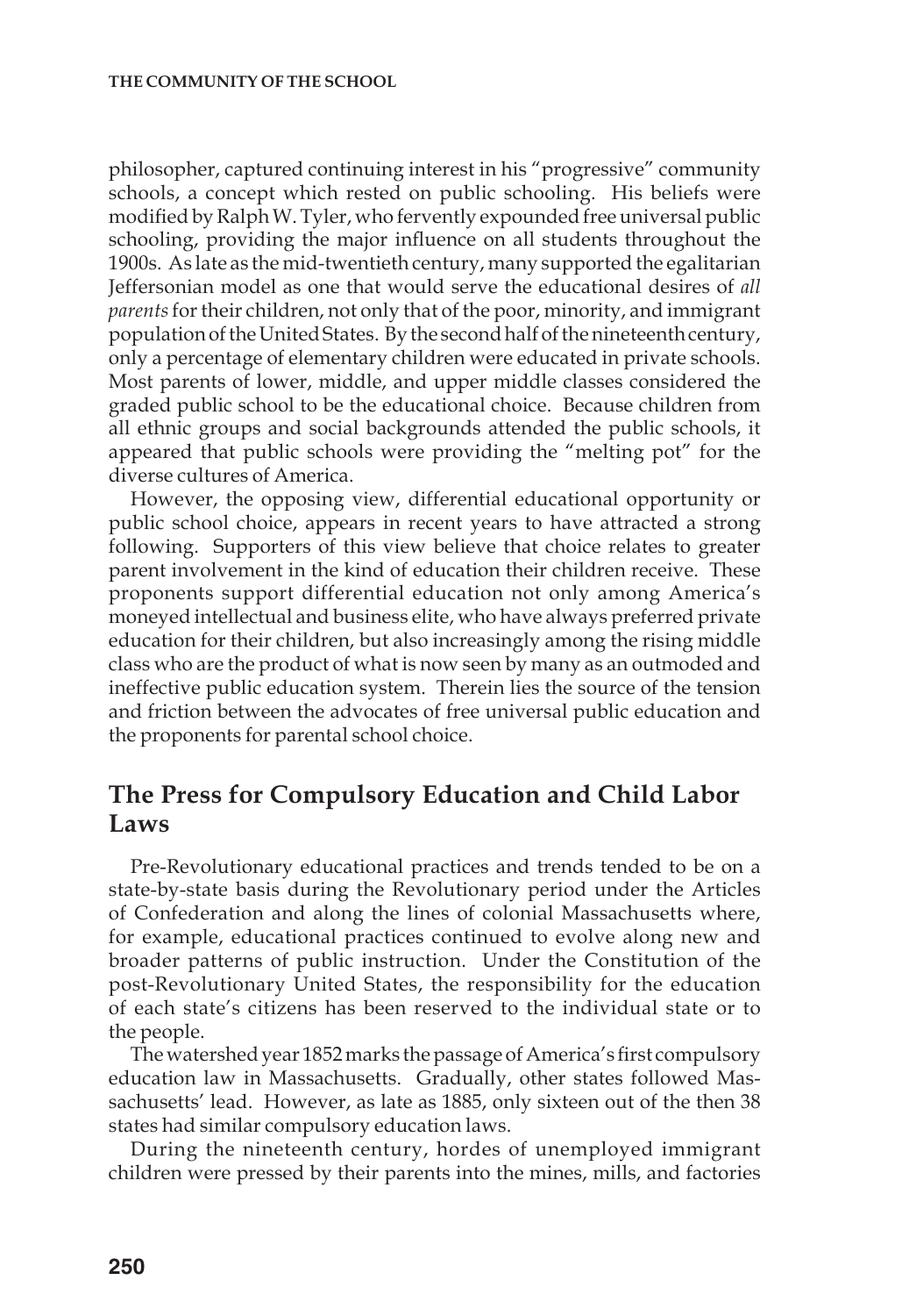philosopher, captured continuing interest in his "progressive" community schools, a concept which rested on public schooling. His beliefs were modified by Ralph W. Tyler, who fervently expounded free universal public schooling, providing the major influence on all students throughout the 1900s. As late as the mid-twentieth century, many supported the egalitarian Jeffersonian model as one that would serve the educational desires of *all parents* for their children, not only that of the poor, minority, and immigrant population of the United States. By the second half of the nineteenth century, only a percentage of elementary children were educated in private schools. Most parents of lower, middle, and upper middle classes considered the graded public school to be the educational choice. Because children from all ethnic groups and social backgrounds attended the public schools, it appeared that public schools were providing the "melting pot" for the diverse cultures of America.

However, the opposing view, differential educational opportunity or public school choice, appears in recent years to have attracted a strong following. Supporters of this view believe that choice relates to greater parent involvement in the kind of education their children receive. These proponents support differential education not only among America's moneyed intellectual and business elite, who have always preferred private education for their children, but also increasingly among the rising middle class who are the product of what is now seen by many as an outmoded and ineffective public education system. Therein lies the source of the tension and friction between the advocates of free universal public education and the proponents for parental school choice.

## The Press for Compulsory Education and Child Labor Laws

Pre-Revolutionary educational practices and trends tended to be on a state-by-state basis during the Revolutionary period under the Articles of Confederation and along the lines of colonial Massachusetts where, for example, educational practices continued to evolve along new and broader patterns of public instruction. Under the Constitution of the post-Revolutionary United States, the responsibility for the education of each state's citizens has been reserved to the individual state or to the people.

The watershed year 1852 marks the passage of America's first compulsory education law in Massachusetts. Gradually, other states followed Massachusetts' lead. However, as late as 1885, only sixteen out of the then 38 states had similar compulsory education laws.

During the nineteenth century, hordes of unemployed immigrant children were pressed by their parents into the mines, mills, and factories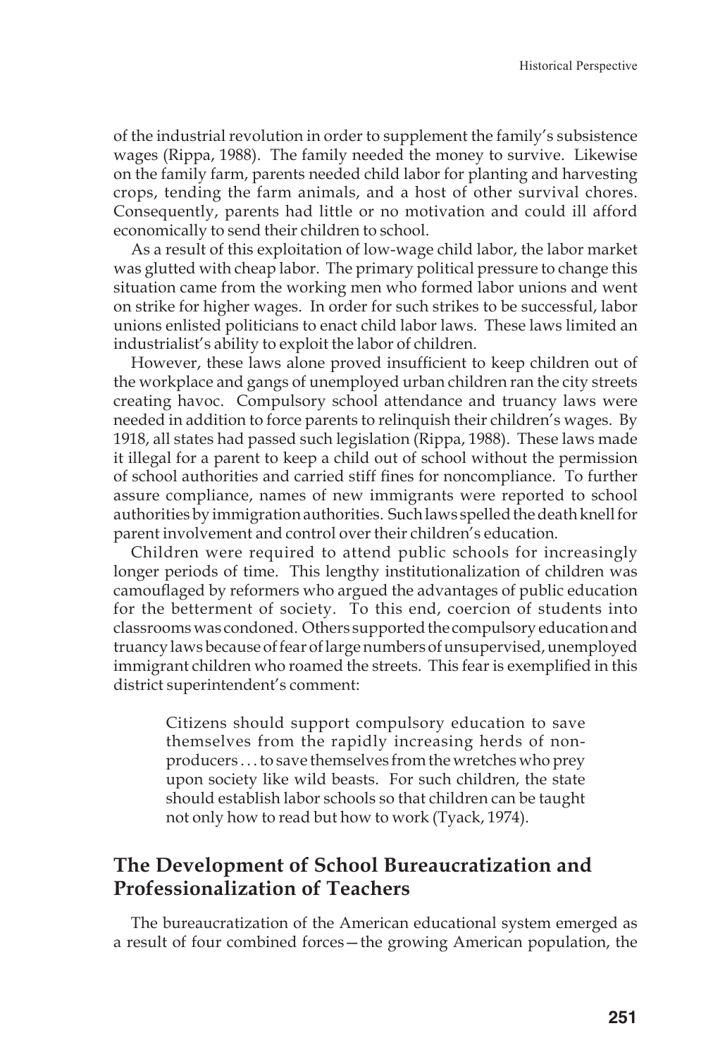of the industrial revolution in order to supplement the family's subsistence wages (Rippa, 1988). The family needed the money to survive. Likewise on the family farm, parents needed child labor for planting and harvesting crops, tending the farm animals, and a host of other survival chores. Consequently, parents had little or no motivation and could ill afford economically to send their children to school.

As a result of this exploitation of low-wage child labor, the labor market was glutted with cheap labor. The primary political pressure to change this situation came from the working men who formed labor unions and went on strike for higher wages. In order for such strikes to be successful, labor unions enlisted politicians to enact child labor laws. These laws limited an industrialist's ability to exploit the labor of children.

However, these laws alone proved insufficient to keep children out of the workplace and gangs of unemployed urban children ran the city streets creating havoc. Compulsory school attendance and truancy laws were needed in addition to force parents to relinquish their children's wages. By 1918, all states had passed such legislation (Rippa, 1988). These laws made it illegal for a parent to keep a child out of school without the permission of school authorities and carried stiff fines for noncompliance. To further assure compliance, names of new immigrants were reported to school authorities by immigration authorities. Such laws spelled the death knell for parent involvement and control over their children's education.

Children were required to attend public schools for increasingly longer periods of time. This lengthy institutionalization of children was camouflaged by reformers who argued the advantages of public education for the betterment of society. To this end, coercion of students into classrooms was condoned. Others supported the compulsory education and truancy laws because of fear of large numbers of unsupervised, unemployed immigrant children who roamed the streets. This fear is exemplified in this district superintendent's comment:

> Citizens should support compulsory education to save themselves from the rapidly increasing herds of non-producers . . . to save themselves from the wretches who prey upon society like wild beasts. For such children, the state should establish labor schools so that children can be taught not only how to read but how to work (Tyack, 1974).

## The Development of School Bureaucratization and Professionalization of Teachers

The bureaucratization of the American educational system emerged as a result of four combined forces—the growing American population, the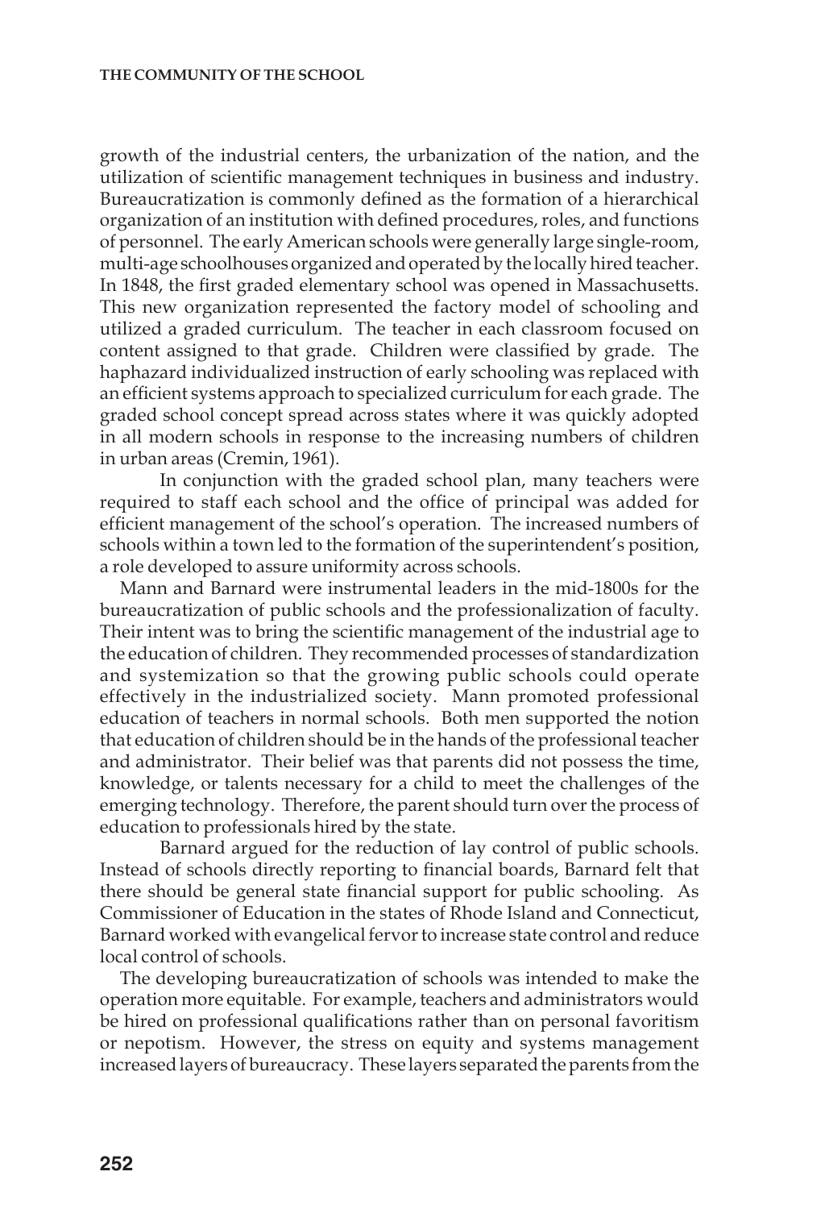growth of the industrial centers, the urbanization of the nation, and the utilization of scientific management techniques in business and industry. Bureaucratization is commonly defined as the formation of a hierarchical organization of an institution with defined procedures, roles, and functions of personnel. The early American schools were generally large single-room, multi-age schoolhouses organized and operated by the locally hired teacher. In 1848, the first graded elementary school was opened in Massachusetts. This new organization represented the factory model of schooling and utilized a graded curriculum. The teacher in each classroom focused on content assigned to that grade. Children were classified by grade. The haphazard individualized instruction of early schooling was replaced with an efficient systems approach to specialized curriculum for each grade. The graded school concept spread across states where it was quickly adopted in all modern schools in response to the increasing numbers of children in urban areas (Cremin, 1961).

In conjunction with the graded school plan, many teachers were required to staff each school and the office of principal was added for efficient management of the school's operation. The increased numbers of schools within a town led to the formation of the superintendent's position, a role developed to assure uniformity across schools.

Mann and Barnard were instrumental leaders in the mid-1800s for the bureaucratization of public schools and the professionalization of faculty. Their intent was to bring the scientific management of the industrial age to the education of children. They recommended processes of standardization and systemization so that the growing public schools could operate effectively in the industrialized society. Mann promoted professional education of teachers in normal schools. Both men supported the notion that education of children should be in the hands of the professional teacher and administrator. Their belief was that parents did not possess the time, knowledge, or talents necessary for a child to meet the challenges of the emerging technology. Therefore, the parent should turn over the process of education to professionals hired by the state.

Barnard argued for the reduction of lay control of public schools. Instead of schools directly reporting to financial boards, Barnard felt that there should be general state financial support for public schooling. As Commissioner of Education in the states of Rhode Island and Connecticut, Barnard worked with evangelical fervor to increase state control and reduce local control of schools.

The developing bureaucratization of schools was intended to make the operation more equitable. For example, teachers and administrators would be hired on professional qualifications rather than on personal favoritism or nepotism. However, the stress on equity and systems management increased layers of bureaucracy. These layers separated the parents from the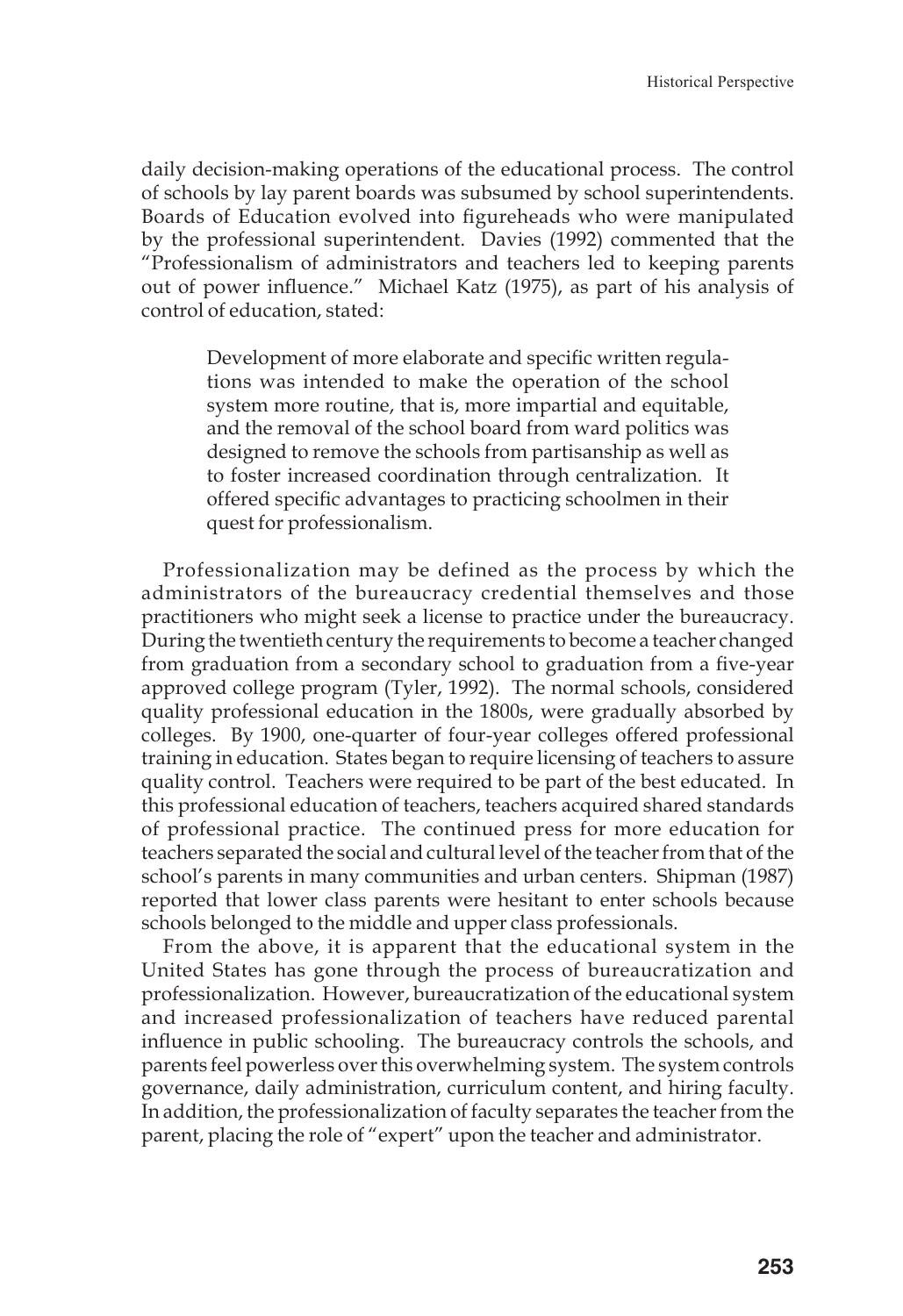daily decision-making operations of the educational process. The control of schools by lay parent boards was subsumed by school superintendents. Boards of Education evolved into figureheads who were manipulated by the professional superintendent. Davies (1992) commented that the "Professionalism of administrators and teachers led to keeping parents out of power influence." Michael Katz (1975), as part of his analysis of control of education, stated:

> Development of more elaborate and specific written regulations was intended to make the operation of the school system more routine, that is, more impartial and equitable, and the removal of the school board from ward politics was designed to remove the schools from partisanship as well as to foster increased coordination through centralization. It offered specific advantages to practicing schoolmen in their quest for professionalism.

Professionalization may be defined as the process by which the administrators of the bureaucracy credential themselves and those practitioners who might seek a license to practice under the bureaucracy. During the twentieth century the requirements to become a teacher changed from graduation from a secondary school to graduation from a five-year approved college program (Tyler, 1992). The normal schools, considered quality professional education in the 1800s, were gradually absorbed by colleges. By 1900, one-quarter of four-year colleges offered professional training in education. States began to require licensing of teachers to assure quality control. Teachers were required to be part of the best educated. In this professional education of teachers, teachers acquired shared standards of professional practice. The continued press for more education for teachers separated the social and cultural level of the teacher from that of the school's parents in many communities and urban centers. Shipman (1987) reported that lower class parents were hesitant to enter schools because schools belonged to the middle and upper class professionals.

From the above, it is apparent that the educational system in the United States has gone through the process of bureaucratization and professionalization. However, bureaucratization of the educational system and increased professionalization of teachers have reduced parental influence in public schooling. The bureaucracy controls the schools, and parents feel powerless over this overwhelming system. The system controls governance, daily administration, curriculum content, and hiring faculty. In addition, the professionalization of faculty separates the teacher from the parent, placing the role of "expert" upon the teacher and administrator.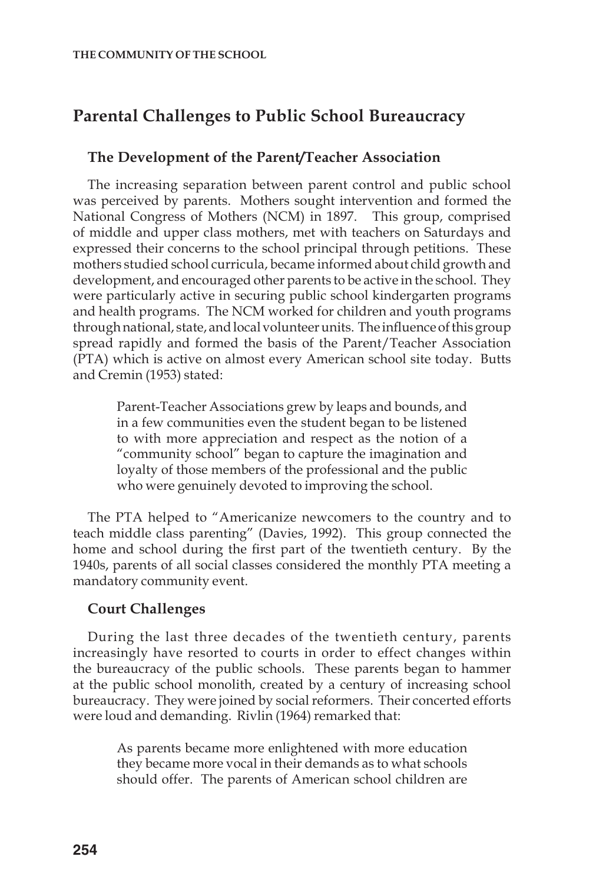## Parental Challenges to Public School Bureaucracy

### The Development of the Parent/Teacher Association

The increasing separation between parent control and public school was perceived by parents. Mothers sought intervention and formed the National Congress of Mothers (NCM) in 1897. This group, comprised of middle and upper class mothers, met with teachers on Saturdays and expressed their concerns to the school principal through petitions. These mothers studied school curricula, became informed about child growth and development, and encouraged other parents to be active in the school. They were particularly active in securing public school kindergarten programs and health programs. The NCM worked for children and youth programs through national, state, and local volunteer units. The influence of this group spread rapidly and formed the basis of the Parent/Teacher Association (PTA) which is active on almost every American school site today. Butts and Cremin (1953) stated:

> Parent-Teacher Associations grew by leaps and bounds, and in a few communities even the student began to be listened to with more appreciation and respect as the notion of a "community school" began to capture the imagination and loyalty of those members of the professional and the public who were genuinely devoted to improving the school.

The PTA helped to "Americanize newcomers to the country and to teach middle class parenting" (Davies, 1992). This group connected the home and school during the first part of the twentieth century. By the 1940s, parents of all social classes considered the monthly PTA meeting a mandatory community event.

### Court Challenges

During the last three decades of the twentieth century, parents increasingly have resorted to courts in order to effect changes within the bureaucracy of the public schools. These parents began to hammer at the public school monolith, created by a century of increasing school bureaucracy. They were joined by social reformers. Their concerted efforts were loud and demanding. Rivlin (1964) remarked that:

> As parents became more enlightened with more education they became more vocal in their demands as to what schools should offer. The parents of American school children are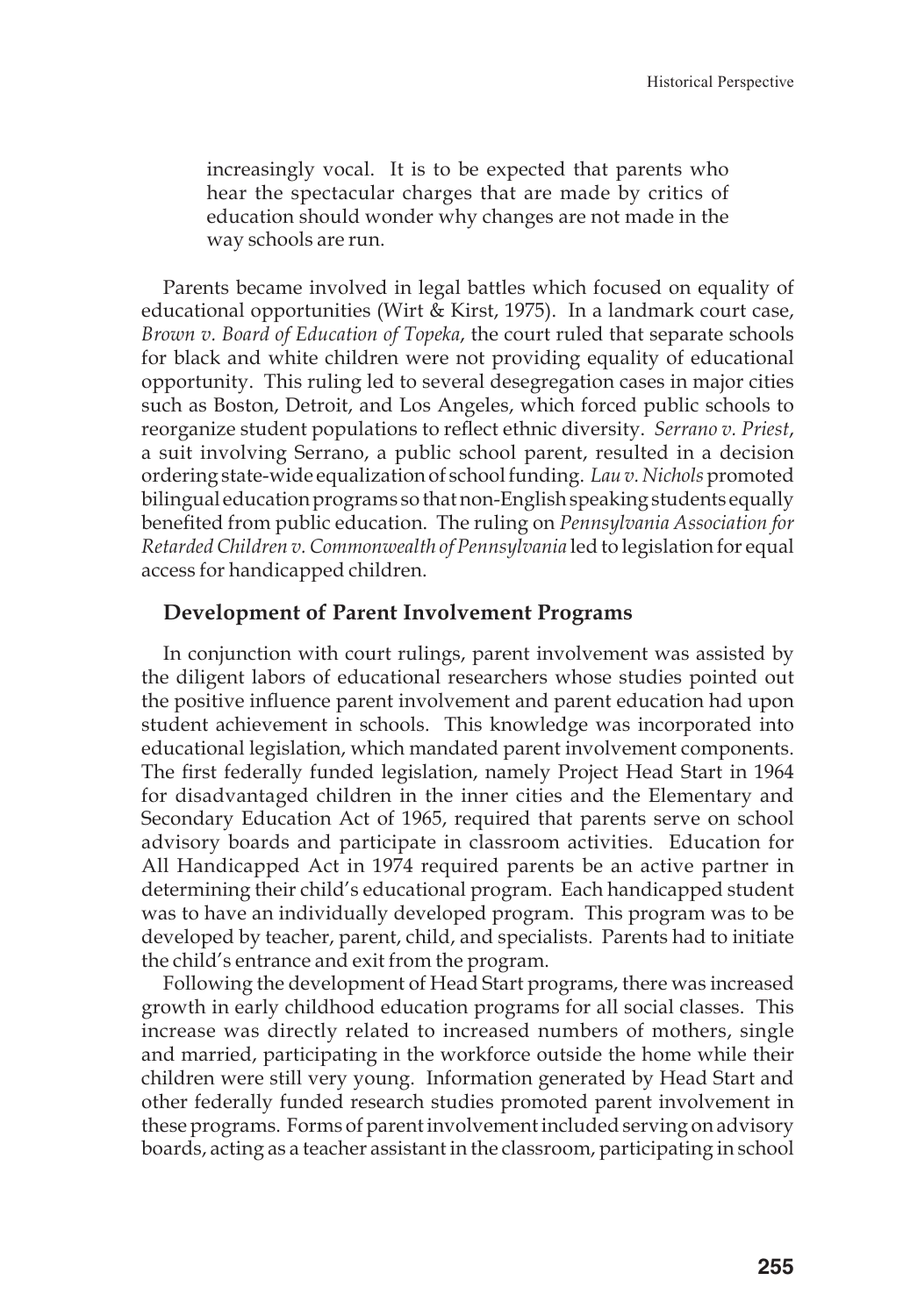> increasingly vocal. It is to be expected that parents who hear the spectacular charges that are made by critics of education should wonder why changes are not made in the way schools are run.

Parents became involved in legal battles which focused on equality of educational opportunities (Wirt & Kirst, 1975). In a landmark court case, *Brown v. Board of Education of Topeka*, the court ruled that separate schools for black and white children were not providing equality of educational opportunity. This ruling led to several desegregation cases in major cities such as Boston, Detroit, and Los Angeles, which forced public schools to reorganize student populations to reflect ethnic diversity. *Serrano v. Priest*, a suit involving Serrano, a public school parent, resulted in a decision ordering state-wide equalization of school funding. *Lau v. Nichols* promoted bilingual education programs so that non-English speaking students equally benefited from public education. The ruling on *Pennsylvania Association for Retarded Children v. Commonwealth of Pennsylvania* led to legislation for equal access for handicapped children.

### Development of Parent Involvement Programs

In conjunction with court rulings, parent involvement was assisted by the diligent labors of educational researchers whose studies pointed out the positive influence parent involvement and parent education had upon student achievement in schools. This knowledge was incorporated into educational legislation, which mandated parent involvement components. The first federally funded legislation, namely Project Head Start in 1964 for disadvantaged children in the inner cities and the Elementary and Secondary Education Act of 1965, required that parents serve on school advisory boards and participate in classroom activities. Education for All Handicapped Act in 1974 required parents be an active partner in determining their child's educational program. Each handicapped student was to have an individually developed program. This program was to be developed by teacher, parent, child, and specialists. Parents had to initiate the child's entrance and exit from the program.

Following the development of Head Start programs, there was increased growth in early childhood education programs for all social classes. This increase was directly related to increased numbers of mothers, single and married, participating in the workforce outside the home while their children were still very young. Information generated by Head Start and other federally funded research studies promoted parent involvement in these programs. Forms of parent involvement included serving on advisory boards, acting as a teacher assistant in the classroom, participating in school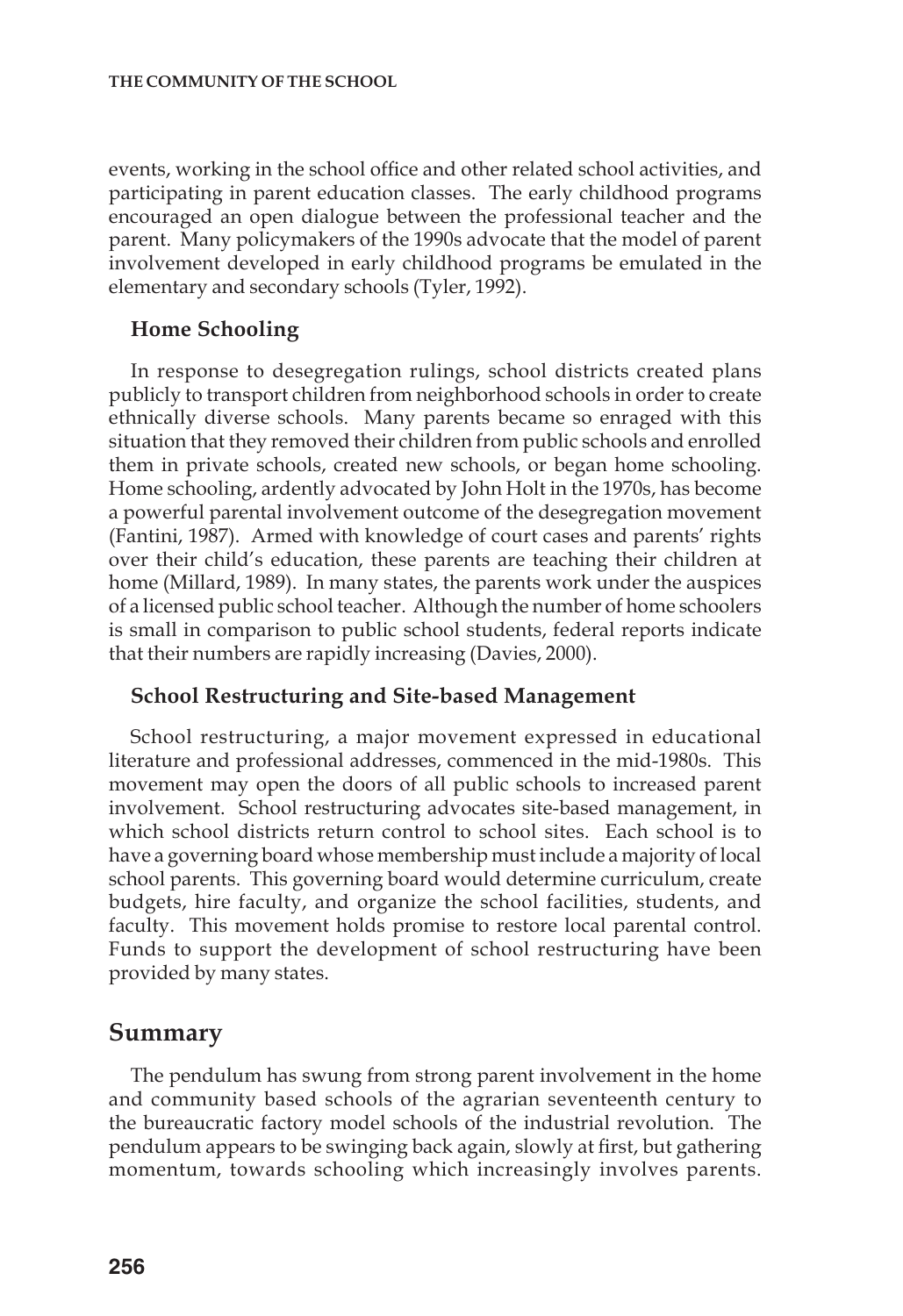events, working in the school office and other related school activities, and participating in parent education classes. The early childhood programs encouraged an open dialogue between the professional teacher and the parent. Many policymakers of the 1990s advocate that the model of parent involvement developed in early childhood programs be emulated in the elementary and secondary schools (Tyler, 1992).

### Home Schooling

In response to desegregation rulings, school districts created plans publicly to transport children from neighborhood schools in order to create ethnically diverse schools. Many parents became so enraged with this situation that they removed their children from public schools and enrolled them in private schools, created new schools, or began home schooling. Home schooling, ardently advocated by John Holt in the 1970s, has become a powerful parental involvement outcome of the desegregation movement (Fantini, 1987). Armed with knowledge of court cases and parents' rights over their child's education, these parents are teaching their children at home (Millard, 1989). In many states, the parents work under the auspices of a licensed public school teacher. Although the number of home schoolers is small in comparison to public school students, federal reports indicate that their numbers are rapidly increasing (Davies, 2000).

### School Restructuring and Site-based Management

School restructuring, a major movement expressed in educational literature and professional addresses, commenced in the mid-1980s. This movement may open the doors of all public schools to increased parent involvement. School restructuring advocates site-based management, in which school districts return control to school sites. Each school is to have a governing board whose membership must include a majority of local school parents. This governing board would determine curriculum, create budgets, hire faculty, and organize the school facilities, students, and faculty. This movement holds promise to restore local parental control. Funds to support the development of school restructuring have been provided by many states.

## Summary

The pendulum has swung from strong parent involvement in the home and community based schools of the agrarian seventeenth century to the bureaucratic factory model schools of the industrial revolution. The pendulum appears to be swinging back again, slowly at first, but gathering momentum, towards schooling which increasingly involves parents.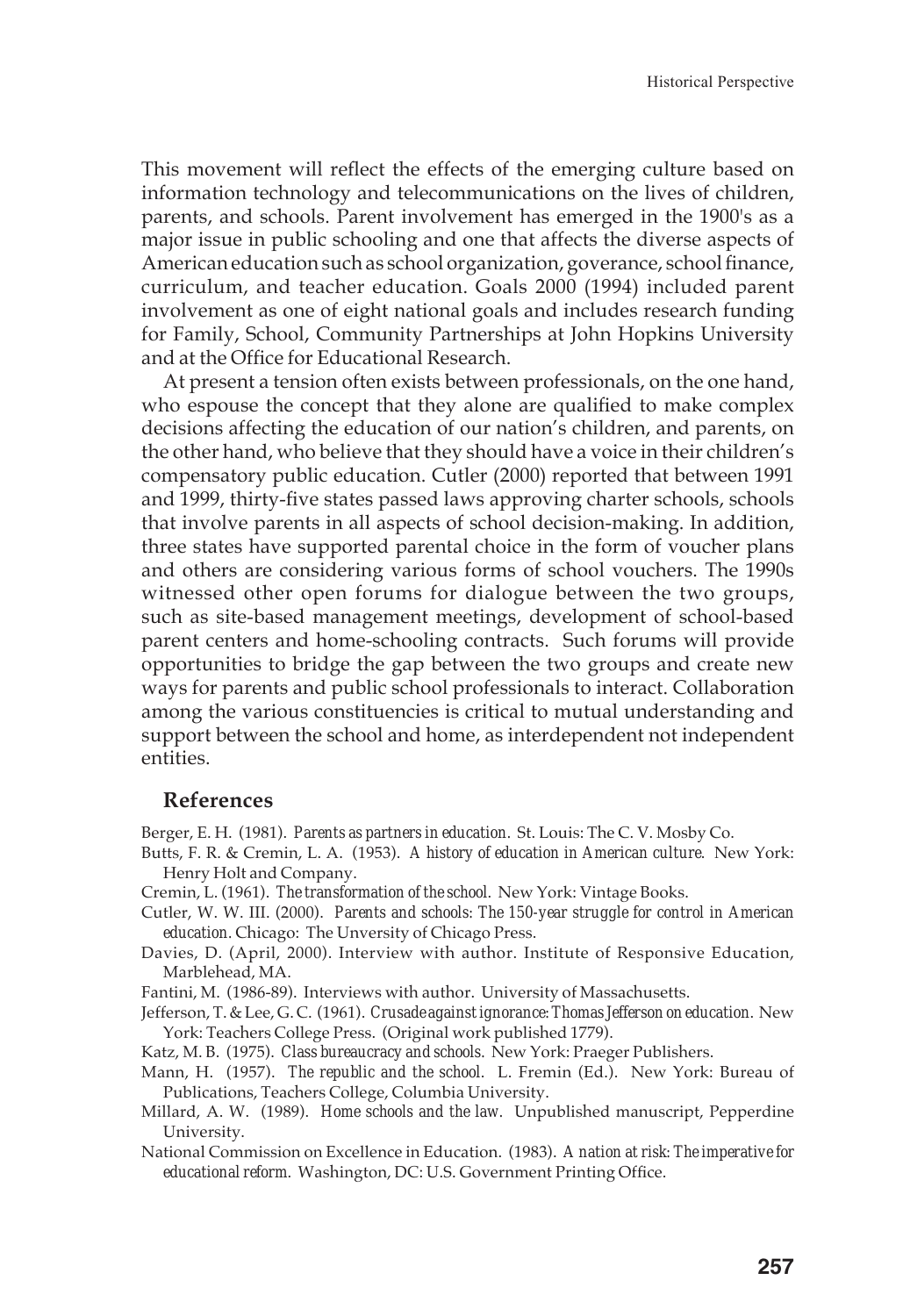This movement will reflect the effects of the emerging culture based on information technology and telecommunications on the lives of children, parents, and schools. Parent involvement has emerged in the 1900's as a major issue in public schooling and one that affects the diverse aspects of American education such as school organization, goverance, school finance, curriculum, and teacher education. Goals 2000 (1994) included parent involvement as one of eight national goals and includes research funding for Family, School, Community Partnerships at John Hopkins University and at the Office for Educational Research.

At present a tension often exists between professionals, on the one hand, who espouse the concept that they alone are qualified to make complex decisions affecting the education of our nation's children, and parents, on the other hand, who believe that they should have a voice in their children's compensatory public education. Cutler (2000) reported that between 1991 and 1999, thirty-five states passed laws approving charter schools, schools that involve parents in all aspects of school decision-making. In addition, three states have supported parental choice in the form of voucher plans and others are considering various forms of school vouchers. The 1990s witnessed other open forums for dialogue between the two groups, such as site-based management meetings, development of school-based parent centers and home-schooling contracts. Such forums will provide opportunities to bridge the gap between the two groups and create new ways for parents and public school professionals to interact. Collaboration among the various constituencies is critical to mutual understanding and support between the school and home, as interdependent not independent entities.

## References

Berger, E. H. (1981). *Parents as partners in education.* St. Louis: The C. V. Mosby Co.

Butts, F. R. & Cremin, L. A. (1953). *A history of education in American culture.* New York: Henry Holt and Company.

Cremin, L. (1961). *The transformation of the school.* New York: Vintage Books.

Cutler, W. W. III. (2000). *Parents and schools: The 150-year struggle for control in American education.* Chicago: The Unversity of Chicago Press.

Davies, D. (April, 2000). Interview with author. Institute of Responsive Education, Marblehead, MA.

Fantini, M. (1986-89). Interviews with author. University of Massachusetts.

Jefferson, T. & Lee, G. C. (1961). *Crusade against ignorance: Thomas Jefferson on education.* New York: Teachers College Press. (Original work published 1779).

Katz, M. B. (1975). *Class bureaucracy and schools.* New York: Praeger Publishers.

Mann, H. (1957). *The republic and the school.* L. Fremin (Ed.). New York: Bureau of Publications, Teachers College, Columbia University.

Millard, A. W. (1989). *Home schools and the law.* Unpublished manuscript, Pepperdine University.

National Commission on Excellence in Education. (1983). *A nation at risk: The imperative for educational reform.* Washington, DC: U.S. Government Printing Office.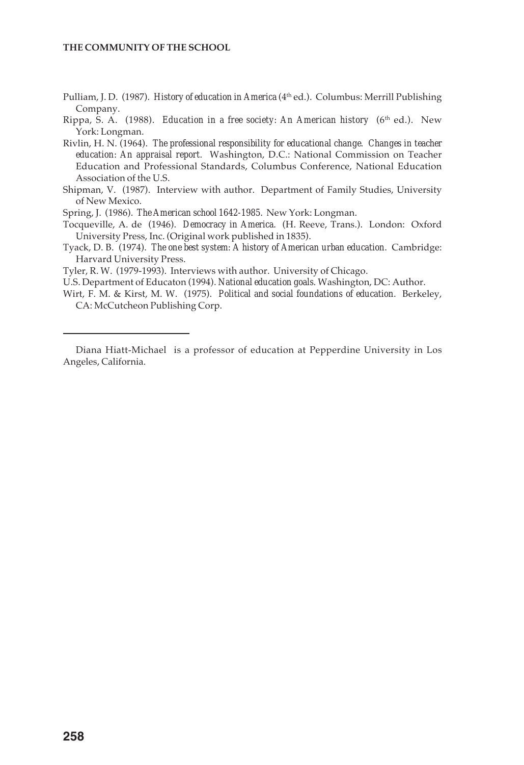Pulliam, J. D. (1987). *History of education in America* (4th ed.). Columbus: Merrill Publishing Company.

Rippa, S. A. (1988). *Education in a free society: An American history* (6th ed.). New York: Longman.

Rivlin, H. N. (1964). *The professional responsibility for educational change. Changes in teacher education: An appraisal report.* Washington, D.C.: National Commission on Teacher Education and Professional Standards, Columbus Conference, National Education Association of the U.S.

Shipman, V. (1987). Interview with author. Department of Family Studies, University of New Mexico.

Spring, J. (1986). *The American school 1642-1985.* New York: Longman.

Tocqueville, A. de (1946). *Democracy in America.* (H. Reeve, Trans.). London: Oxford University Press, Inc. (Original work published in 1835).

Tyack, D. B. (1974). *The one best system: A history of American urban education.* Cambridge: Harvard University Press.

Tyler, R. W. (1979-1993). Interviews with author. University of Chicago.

U.S. Department of Educaton (1994). *National education goals.* Washington, DC: Author.

Wirt, F. M. & Kirst, M. W. (1975). *Political and social foundations of education.* Berkeley, CA: McCutcheon Publishing Corp.

---

Diana Hiatt-Michael is a professor of education at Pepperdine University in Los Angeles, California.